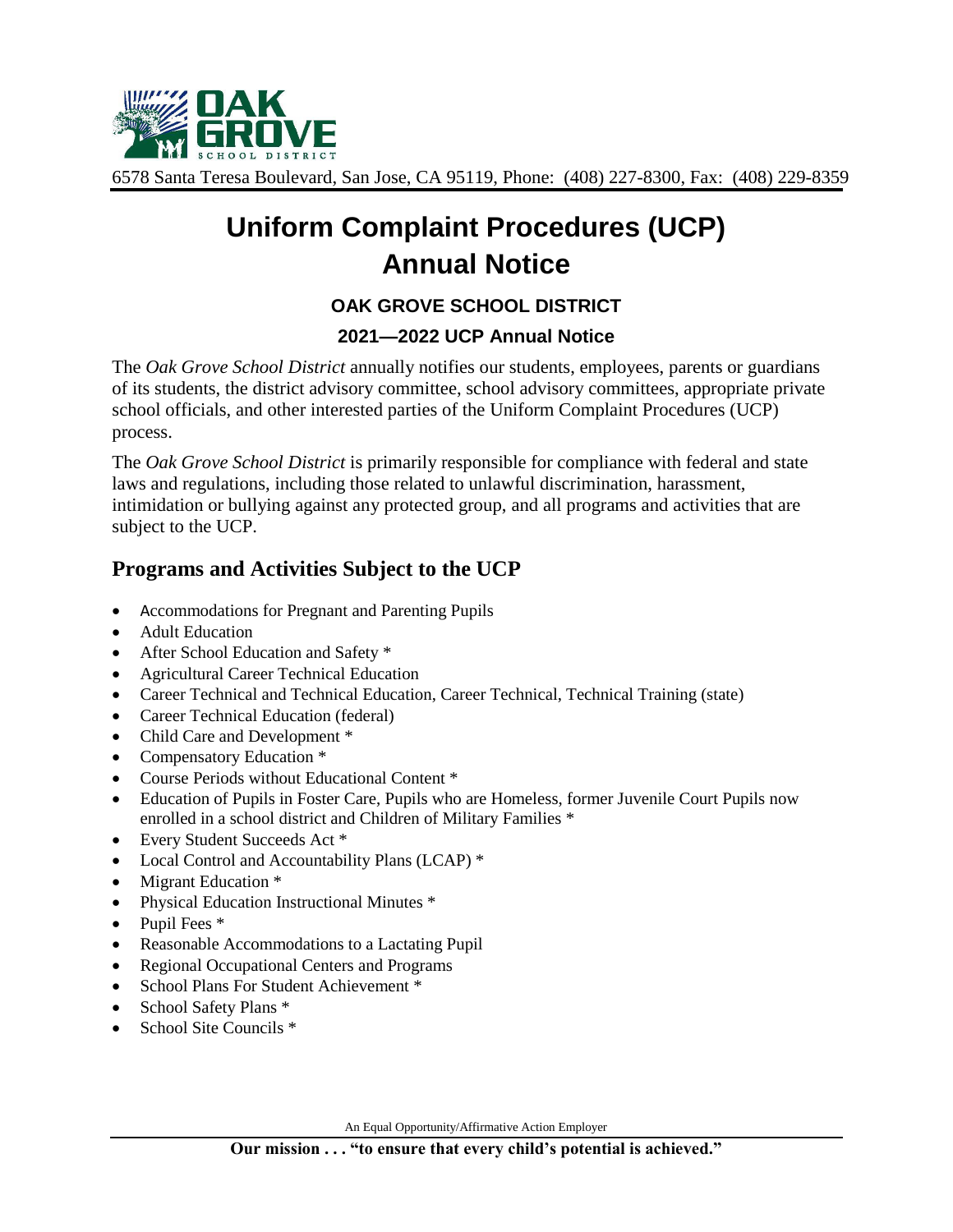OAK GROVE SCHOOL DISTRICT

6578 Santa Teresa Boulevard, San Jose, CA 95119, Phone: (408) 227-8300, Fax: (408) 229-8359

# Uniform Complaint Procedures (UCP) Annual Notice

### OAK GROVE SCHOOL DISTRICT

### 2021—2022 UCP Annual Notice

The *Oak Grove School District* annually notifies our students, employees, parents or guardians of its students, the district advisory committee, school advisory committees, appropriate private school officials, and other interested parties of the Uniform Complaint Procedures (UCP) process.

The *Oak Grove School District* is primarily responsible for compliance with federal and state laws and regulations, including those related to unlawful discrimination, harassment, intimidation or bullying against any protected group, and all programs and activities that are subject to the UCP.

## Programs and Activities Subject to the UCP

- Accommodations for Pregnant and Parenting Pupils
- Adult Education
- After School Education and Safety *
- Agricultural Career Technical Education
- Career Technical and Technical Education, Career Technical, Technical Training (state)
- Career Technical Education (federal)
- Child Care and Development *
- Compensatory Education *
- Course Periods without Educational Content *
- Education of Pupils in Foster Care, Pupils who are Homeless, former Juvenile Court Pupils now enrolled in a school district and Children of Military Families *
- Every Student Succeeds Act *
- Local Control and Accountability Plans (LCAP) *
- Migrant Education *
- Physical Education Instructional Minutes *
- Pupil Fees *
- Reasonable Accommodations to a Lactating Pupil
- Regional Occupational Centers and Programs
- School Plans For Student Achievement *
- School Safety Plans *
- School Site Councils *

An Equal Opportunity/Affirmative Action Employer

**Our mission . . . "to ensure that every child's potential is achieved."**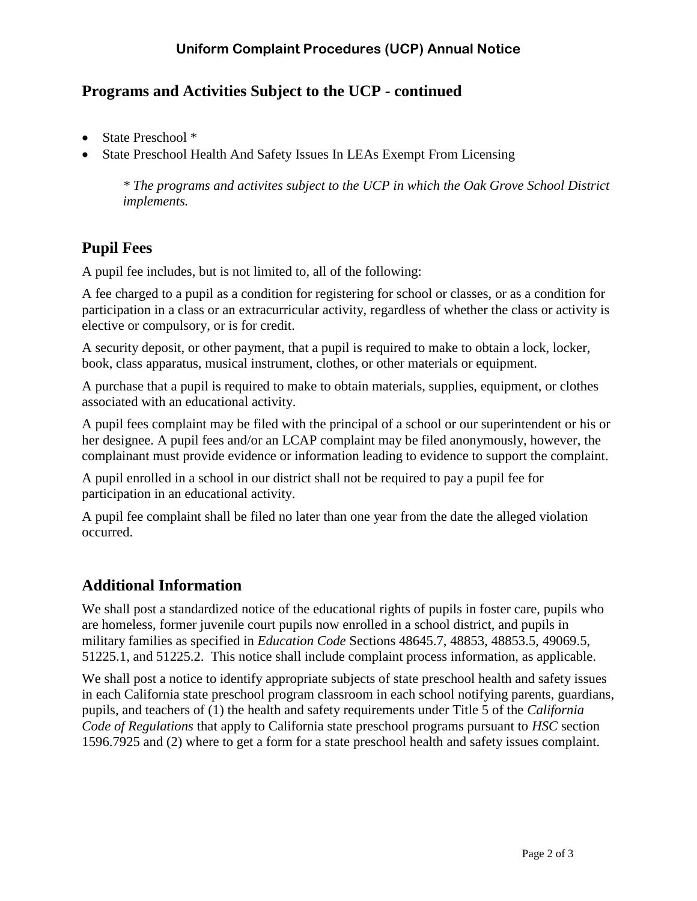## Programs and Activities Subject to the UCP - continued

- State Preschool *
- State Preschool Health And Safety Issues In LEAs Exempt From Licensing

> *\* The programs and activites subject to the UCP in which the Oak Grove School District implements.*

## Pupil Fees

A pupil fee includes, but is not limited to, all of the following:

A fee charged to a pupil as a condition for registering for school or classes, or as a condition for participation in a class or an extracurricular activity, regardless of whether the class or activity is elective or compulsory, or is for credit.

A security deposit, or other payment, that a pupil is required to make to obtain a lock, locker, book, class apparatus, musical instrument, clothes, or other materials or equipment.

A purchase that a pupil is required to make to obtain materials, supplies, equipment, or clothes associated with an educational activity.

A pupil fees complaint may be filed with the principal of a school or our superintendent or his or her designee. A pupil fees and/or an LCAP complaint may be filed anonymously, however, the complainant must provide evidence or information leading to evidence to support the complaint.

A pupil enrolled in a school in our district shall not be required to pay a pupil fee for participation in an educational activity.

A pupil fee complaint shall be filed no later than one year from the date the alleged violation occurred.

## Additional Information

We shall post a standardized notice of the educational rights of pupils in foster care, pupils who are homeless, former juvenile court pupils now enrolled in a school district, and pupils in military families as specified in *Education Code* Sections 48645.7, 48853, 48853.5, 49069.5, 51225.1, and 51225.2. This notice shall include complaint process information, as applicable.

We shall post a notice to identify appropriate subjects of state preschool health and safety issues in each California state preschool program classroom in each school notifying parents, guardians, pupils, and teachers of (1) the health and safety requirements under Title 5 of the *California Code of Regulations* that apply to California state preschool programs pursuant to *HSC* section 1596.7925 and (2) where to get a form for a state preschool health and safety issues complaint.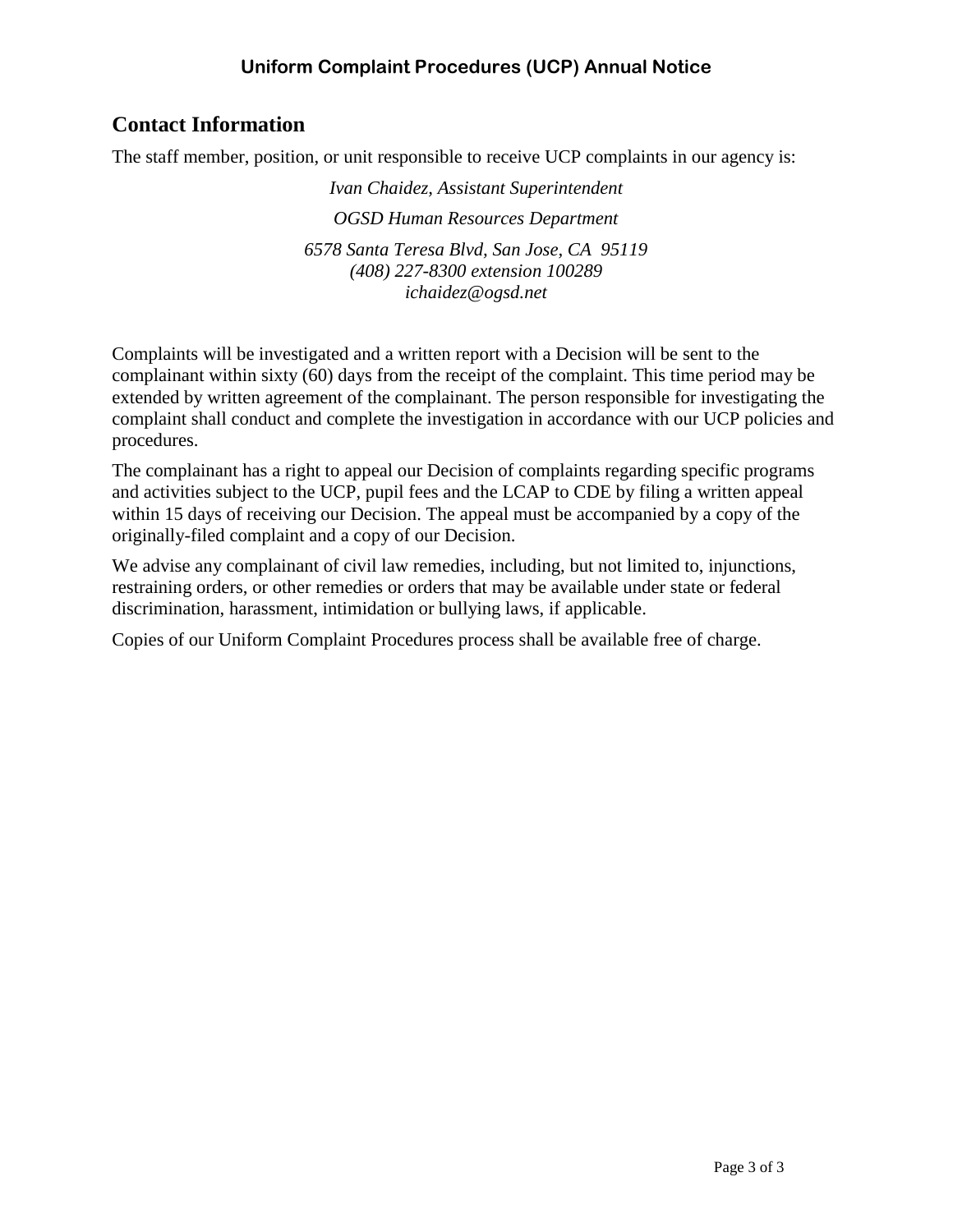## Contact Information

The staff member, position, or unit responsible to receive UCP complaints in our agency is:

*Ivan Chaidez, Assistant Superintendent*

*OGSD Human Resources Department*

*6578 Santa Teresa Blvd, San Jose, CA 95119*
*(408) 227-8300 extension 100289*
*ichaidez@ogsd.net*

Complaints will be investigated and a written report with a Decision will be sent to the complainant within sixty (60) days from the receipt of the complaint. This time period may be extended by written agreement of the complainant. The person responsible for investigating the complaint shall conduct and complete the investigation in accordance with our UCP policies and procedures.

The complainant has a right to appeal our Decision of complaints regarding specific programs and activities subject to the UCP, pupil fees and the LCAP to CDE by filing a written appeal within 15 days of receiving our Decision. The appeal must be accompanied by a copy of the originally-filed complaint and a copy of our Decision.

We advise any complainant of civil law remedies, including, but not limited to, injunctions, restraining orders, or other remedies or orders that may be available under state or federal discrimination, harassment, intimidation or bullying laws, if applicable.

Copies of our Uniform Complaint Procedures process shall be available free of charge.